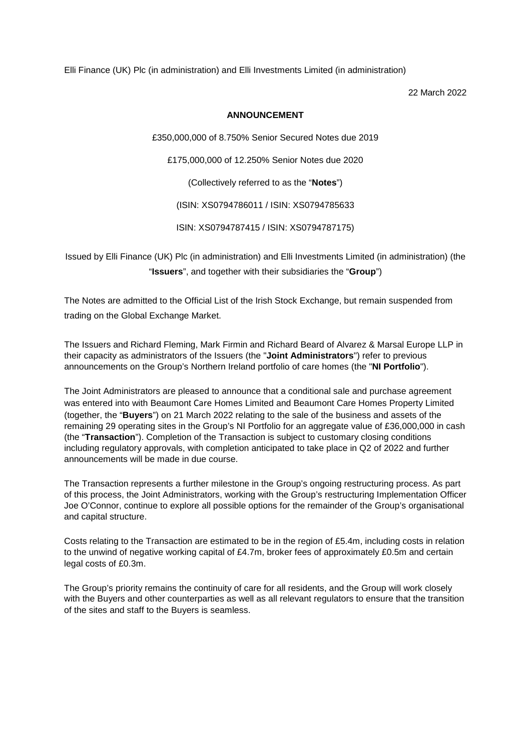Elli Finance (UK) Plc (in administration) and Elli Investments Limited (in administration)

22 March 2022

**ANNOUNCEMENT**

£350,000,000 of 8.750% Senior Secured Notes due 2019

£175,000,000 of 12.250% Senior Notes due 2020

(Collectively referred to as the "**Notes**")

(ISIN: XS0794786011 / ISIN: XS0794785633

ISIN: XS0794787415 / ISIN: XS0794787175)

Issued by Elli Finance (UK) Plc (in administration) and Elli Investments Limited (in administration) (the "**Issuers**", and together with their subsidiaries the "**Group**")

The Notes are admitted to the Official List of the Irish Stock Exchange, but remain suspended from trading on the Global Exchange Market.

The Issuers and Richard Fleming, Mark Firmin and Richard Beard of Alvarez & Marsal Europe LLP in their capacity as administrators of the Issuers (the "**Joint Administrators**") refer to previous announcements on the Group's Northern Ireland portfolio of care homes (the "**NI Portfolio**").

The Joint Administrators are pleased to announce that a conditional sale and purchase agreement was entered into with Beaumont Care Homes Limited and Beaumont Care Homes Property Limited (together, the "**Buyers**") on 21 March 2022 relating to the sale of the business and assets of the remaining 29 operating sites in the Group's NI Portfolio for an aggregate value of £36,000,000 in cash (the "**Transaction**"). Completion of the Transaction is subject to customary closing conditions including regulatory approvals, with completion anticipated to take place in Q2 of 2022 and further announcements will be made in due course.

The Transaction represents a further milestone in the Group's ongoing restructuring process. As part of this process, the Joint Administrators, working with the Group's restructuring Implementation Officer Joe O'Connor, continue to explore all possible options for the remainder of the Group's organisational and capital structure.

Costs relating to the Transaction are estimated to be in the region of £5.4m, including costs in relation to the unwind of negative working capital of £4.7m, broker fees of approximately £0.5m and certain legal costs of £0.3m.

The Group's priority remains the continuity of care for all residents, and the Group will work closely with the Buyers and other counterparties as well as all relevant regulators to ensure that the transition of the sites and staff to the Buyers is seamless.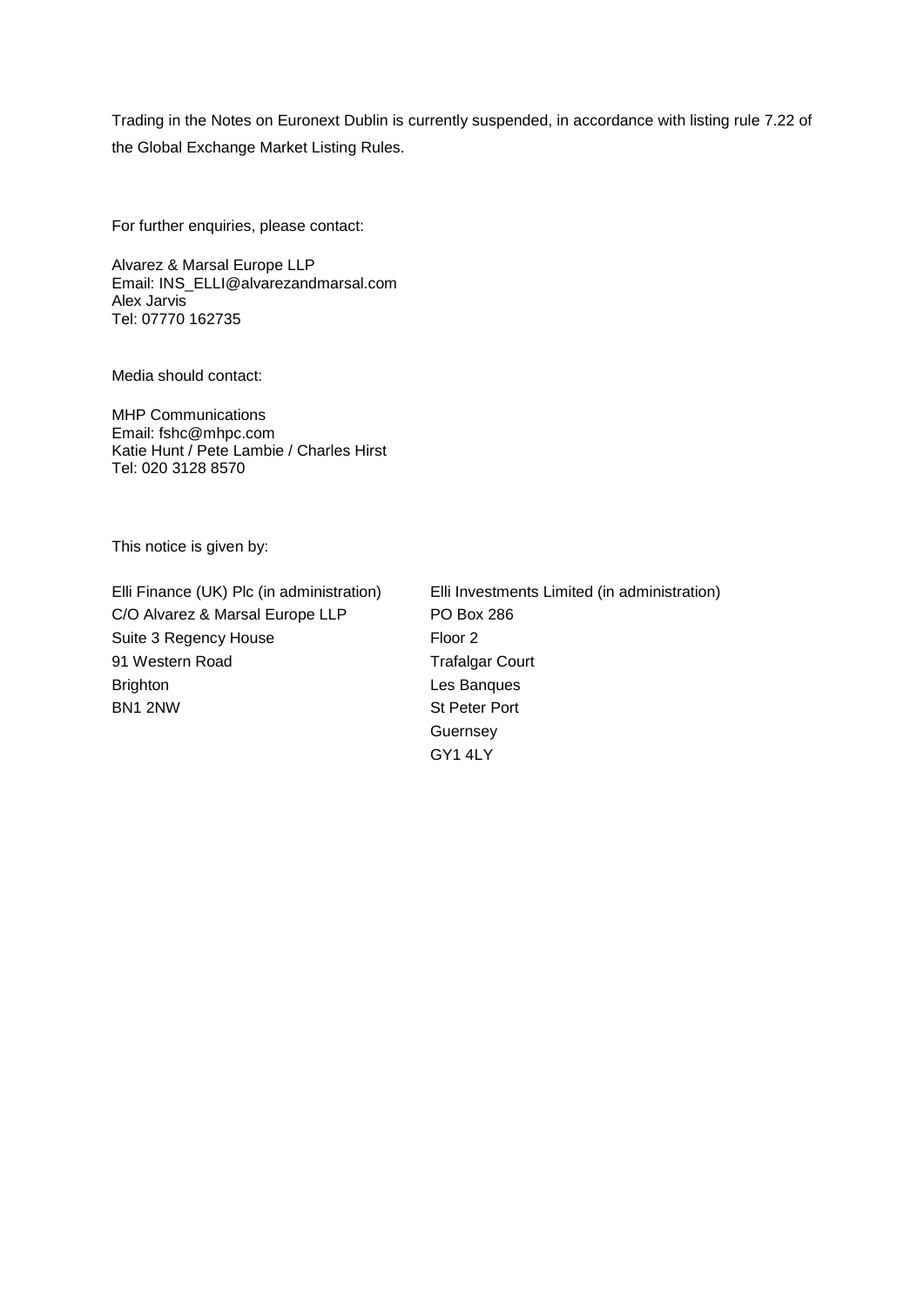Trading in the Notes on Euronext Dublin is currently suspended, in accordance with listing rule 7.22 of the Global Exchange Market Listing Rules.

For further enquiries, please contact:

Alvarez & Marsal Europe LLP
Email: INS_ELLI@alvarezandmarsal.com
Alex Jarvis
Tel: 07770 162735

Media should contact:

MHP Communications
Email: fshc@mhpc.com
Katie Hunt / Pete Lambie / Charles Hirst
Tel: 020 3128 8570

This notice is given by:

Elli Finance (UK) Plc (in administration)
C/O Alvarez & Marsal Europe LLP
Suite 3 Regency House
91 Western Road
Brighton
BN1 2NW

Elli Investments Limited (in administration)
PO Box 286
Floor 2
Trafalgar Court
Les Banques
St Peter Port
Guernsey
GY1 4LY